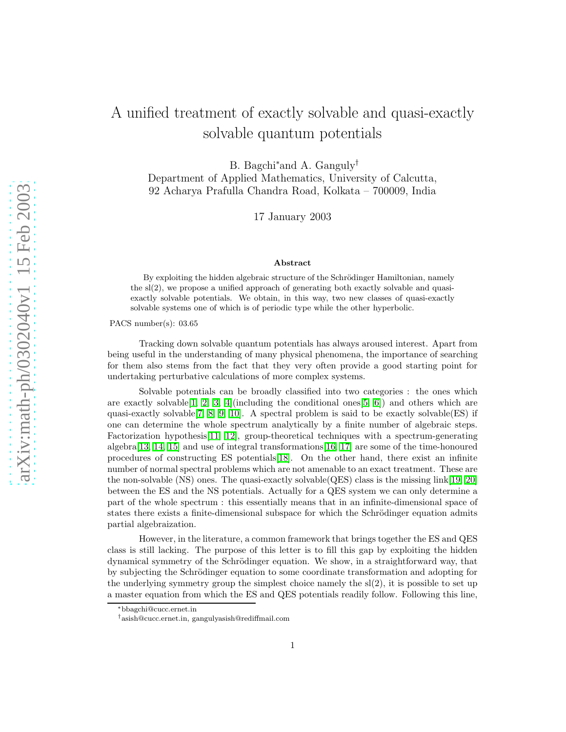# A unified treatment of exactly solvable and quasi-exactly solvable quantum potentials

B. Bagchi* and A. Ganguly†

Department of Applied Mathematics, University of Calcutta,
92 Acharya Prafulla Chandra Road, Kolkata – 700009, India

17 January 2003

### Abstract

By exploiting the hidden algebraic structure of the Schrödinger Hamiltonian, namely the sl(2), we propose a unified approach of generating both exactly solvable and quasi-exactly solvable potentials. We obtain, in this way, two new classes of quasi-exactly solvable systems one of which is of periodic type while the other hyperbolic.

PACS number(s): 03.65

Tracking down solvable quantum potentials has always aroused interest. Apart from being useful in the understanding of many physical phenomena, the importance of searching for them also stems from the fact that they very often provide a good starting point for undertaking perturbative calculations of more complex systems.

Solvable potentials can be broadly classified into two categories : the ones which are exactly solvable[1, 2, 3, 4](including the conditional ones[5, 6]) and others which are quasi-exactly solvable[7, 8, 9, 10]. A spectral problem is said to be exactly solvable(ES) if one can determine the whole spectrum analytically by a finite number of algebraic steps. Factorization hypothesis[11, 12], group-theoretical techniques with a spectrum-generating algebra[13, 14, 15] and use of integral transformations[16, 17] are some of the time-honoured procedures of constructing ES potentials[18]. On the other hand, there exist an infinite number of normal spectral problems which are not amenable to an exact treatment. These are the non-solvable (NS) ones. The quasi-exactly solvable(QES) class is the missing link[19, 20] between the ES and the NS potentials. Actually for a QES system we can only determine a part of the whole spectrum : this essentially means that in an infinite-dimensional space of states there exists a finite-dimensional subspace for which the Schrödinger equation admits partial algebraization.

However, in the literature, a common framework that brings together the ES and QES class is still lacking. The purpose of this letter is to fill this gap by exploiting the hidden dynamical symmetry of the Schrödinger equation. We show, in a straightforward way, that by subjecting the Schrödinger equation to some coordinate transformation and adopting for the underlying symmetry group the simplest choice namely the sl(2), it is possible to set up a master equation from which the ES and QES potentials readily follow. Following this line,

---

*bbagchi@cucc.ernet.in

†asish@cucc.ernet.in, gangulyasish@rediffmail.com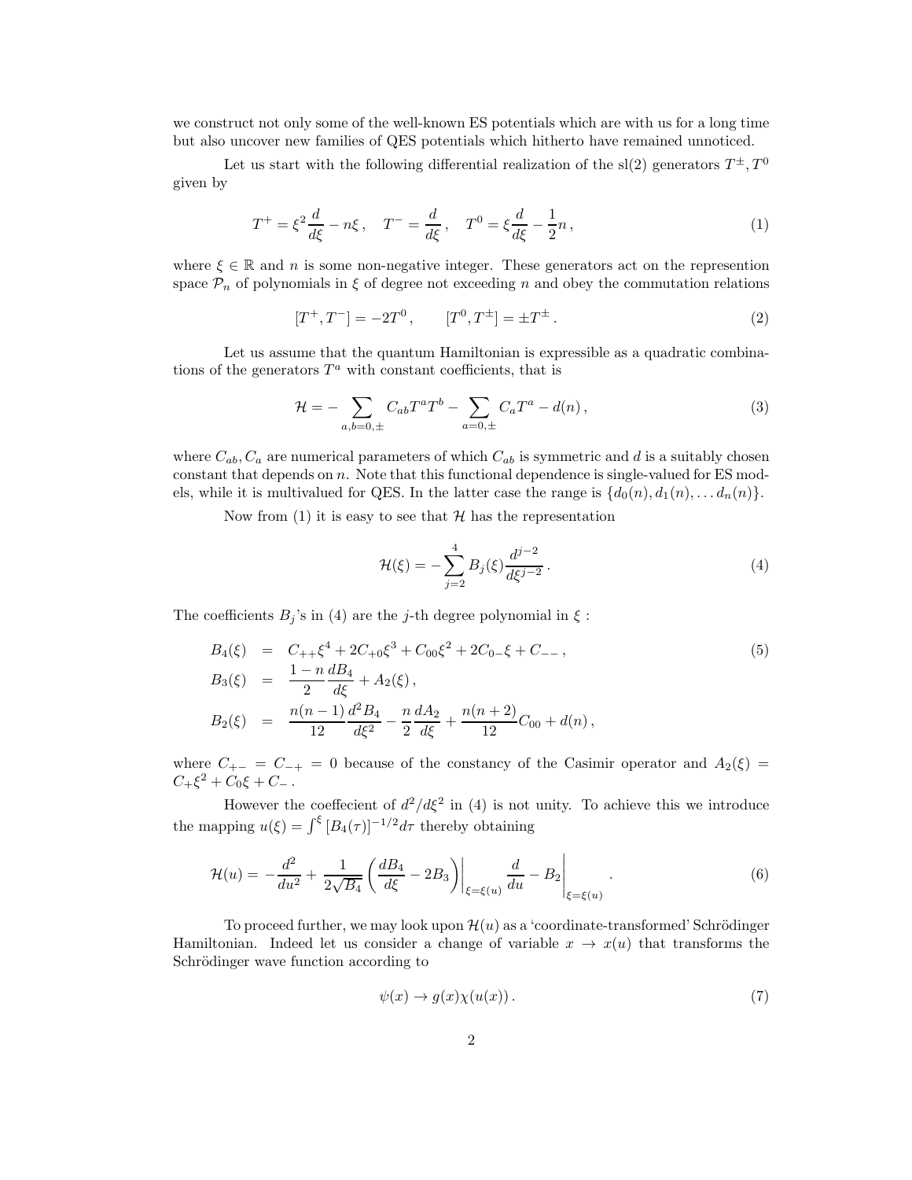we construct not only some of the well-known ES potentials which are with us for a long time but also uncover new families of QES potentials which hitherto have remained unnoticed.

Let us start with the following differential realization of the sl(2) generators $T^{\pm}, T^0$ given by

$$T^+ = \xi^2 \frac{d}{d\xi} - n\xi\,, \quad T^- = \frac{d}{d\xi}\,, \quad T^0 = \xi \frac{d}{d\xi} - \frac{1}{2}n\,, \tag{1}$$

where $\xi \in \mathbb{R}$ and $n$ is some non-negative integer. These generators act on the represention space $\mathcal{P}_n$ of polynomials in $\xi$ of degree not exceeding $n$ and obey the commutation relations

$$[T^+, T^-] = -2T^0\,, \qquad [T^0, T^{\pm}] = \pm T^{\pm}\,. \tag{2}$$

Let us assume that the quantum Hamiltonian is expressible as a quadratic combinations of the generators $T^a$ with constant coefficients, that is

$$\mathcal{H} = -\sum_{a,b=0,\pm} C_{ab} T^a T^b - \sum_{a=0,\pm} C_a T^a - d(n)\,, \tag{3}$$

where $C_{ab}, C_a$ are numerical parameters of which $C_{ab}$ is symmetric and $d$ is a suitably chosen constant that depends on $n$. Note that this functional dependence is single-valued for ES models, while it is multivalued for QES. In the latter case the range is $\{d_0(n), d_1(n), \ldots d_n(n)\}$.

Now from (1) it is easy to see that $\mathcal{H}$ has the representation

$$\mathcal{H}(\xi) = -\sum_{j=2}^{4} B_j(\xi) \frac{d^{j-2}}{d\xi^{j-2}}\,. \tag{4}$$

The coefficients $B_j$'s in (4) are the $j$-th degree polynomial in $\xi$ :

$$\begin{aligned}
B_4(\xi) &= C_{++}\xi^4 + 2C_{+0}\xi^3 + C_{00}\xi^2 + 2C_{0-}\xi + C_{--}\,, \\
B_3(\xi) &= \frac{1-n}{2}\frac{dB_4}{d\xi} + A_2(\xi)\,, \\
B_2(\xi) &= \frac{n(n-1)}{12}\frac{d^2B_4}{d\xi^2} - \frac{n}{2}\frac{dA_2}{d\xi} + \frac{n(n+2)}{12}C_{00} + d(n)\,,
\end{aligned} \tag{5}$$

where $C_{+-} = C_{-+} = 0$ because of the constancy of the Casimir operator and $A_2(\xi) = C_+\xi^2 + C_0\xi + C_-$.

However the coeffecient of $d^2/d\xi^2$ in (4) is not unity. To achieve this we introduce the mapping $u(\xi) = \int^{\xi} [B_4(\tau)]^{-1/2} d\tau$ thereby obtaining

$$\mathcal{H}(u) = -\frac{d^2}{du^2} + \frac{1}{2\sqrt{B_4}}\left(\frac{dB_4}{d\xi} - 2B_3\right)\Bigg|_{\xi=\xi(u)} \frac{d}{du} - B_2\Bigg|_{\xi=\xi(u)}\,. \tag{6}$$

To proceed further, we may look upon $\mathcal{H}(u)$ as a 'coordinate-transformed' Schrödinger Hamiltonian. Indeed let us consider a change of variable $x \to x(u)$ that transforms the Schrödinger wave function according to

$$\psi(x) \to g(x)\chi(u(x))\,. \tag{7}$$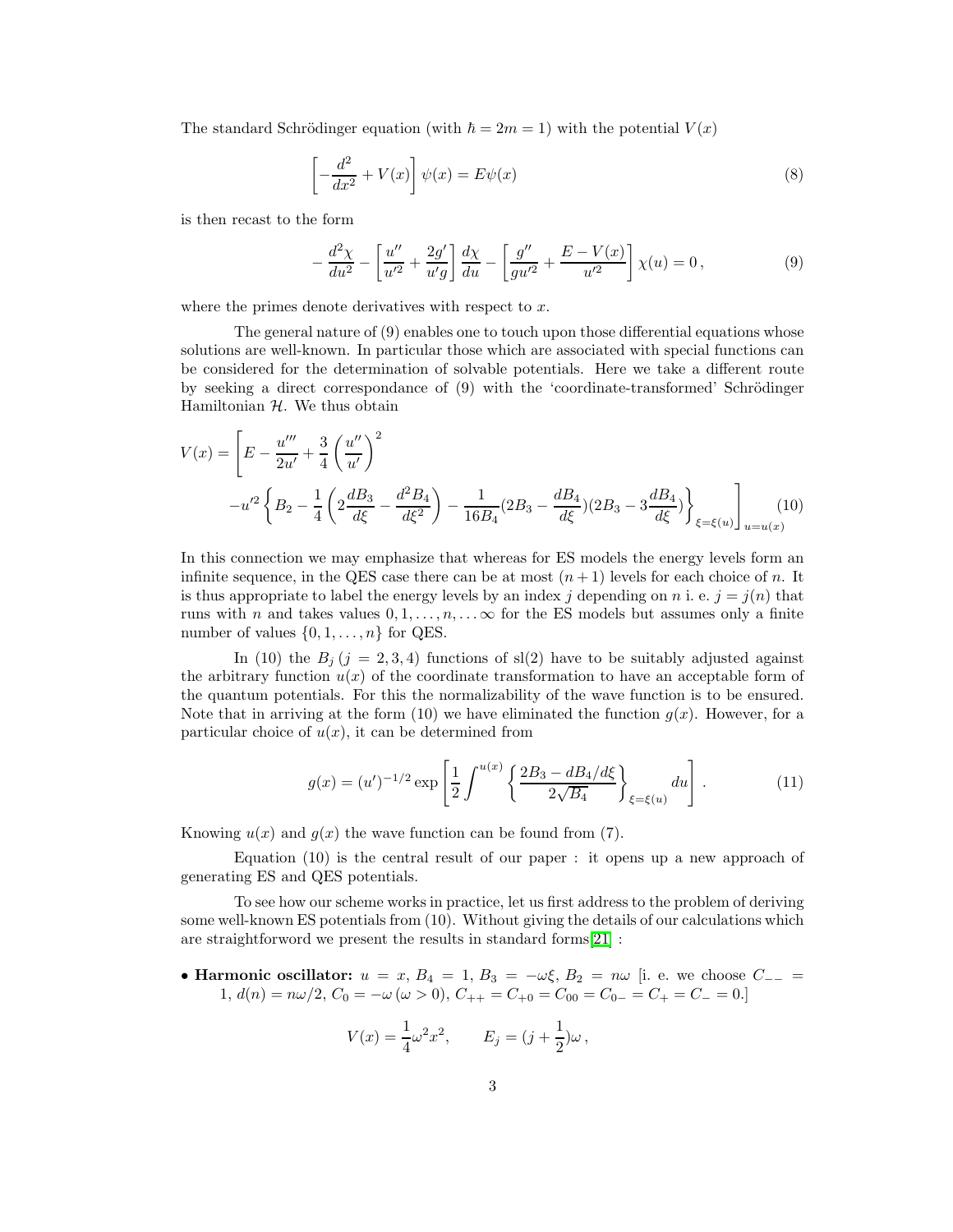The standard Schrödinger equation (with $\hbar = 2m = 1$) with the potential $V(x)$

$$\left[-\frac{d^2}{dx^2} + V(x)\right]\psi(x) = E\psi(x) \tag{8}$$

is then recast to the form

$$-\frac{d^2\chi}{du^2} - \left[\frac{u''}{u'^2} + \frac{2g'}{u'g}\right]\frac{d\chi}{du} - \left[\frac{g''}{gu'^2} + \frac{E - V(x)}{u'^2}\right]\chi(u) = 0\,, \tag{9}$$

where the primes denote derivatives with respect to $x$.

The general nature of (9) enables one to touch upon those differential equations whose solutions are well-known. In particular those which are associated with special functions can be considered for the determination of solvable potentials. Here we take a different route by seeking a direct correspondance of (9) with the 'coordinate-transformed' Schrödinger Hamiltonian $\mathcal{H}$. We thus obtain

$$V(x) = \Bigg[E - \frac{u'''}{2u'} + \frac{3}{4}\left(\frac{u''}{u'}\right)^2 \\ -u'^2\left\{B_2 - \frac{1}{4}\left(2\frac{dB_3}{d\xi} - \frac{d^2B_4}{d\xi^2}\right) - \frac{1}{16B_4}(2B_3 - \frac{dB_4}{d\xi})(2B_3 - 3\frac{dB_4}{d\xi})\right\}_{\xi=\xi(u)}\Bigg]_{u=u(x)} \tag{10}$$

In this connection we may emphasize that whereas for ES models the energy levels form an infinite sequence, in the QES case there can be at most $(n+1)$ levels for each choice of $n$. It is thus appropriate to label the energy levels by an index $j$ depending on $n$ i. e. $j = j(n)$ that runs with $n$ and takes values $0, 1, \ldots, n, \ldots \infty$ for the ES models but assumes only a finite number of values $\{0, 1, \ldots, n\}$ for QES.

In (10) the $B_j$ $(j = 2, 3, 4)$ functions of sl(2) have to be suitably adjusted against the arbitrary function $u(x)$ of the coordinate transformation to have an acceptable form of the quantum potentials. For this the normalizability of the wave function is to be ensured. Note that in arriving at the form (10) we have eliminated the function $g(x)$. However, for a particular choice of $u(x)$, it can be determined from

$$g(x) = (u')^{-1/2}\exp\left[\frac{1}{2}\int^{u(x)}\left\{\frac{2B_3 - dB_4/d\xi}{2\sqrt{B_4}}\right\}_{\xi=\xi(u)} du\right]. \tag{11}$$

Knowing $u(x)$ and $g(x)$ the wave function can be found from (7).

Equation (10) is the central result of our paper : it opens up a new approach of generating ES and QES potentials.

To see how our scheme works in practice, let us first address to the problem of deriving some well-known ES potentials from (10). Without giving the details of our calculations which are straightforword we present the results in standard forms[21] :

- **Harmonic oscillator:** $u = x$, $B_4 = 1$, $B_3 = -\omega\xi$, $B_2 = n\omega$ [i. e. we choose $C_{--} = 1$, $d(n) = n\omega/2$, $C_0 = -\omega\ (\omega > 0)$, $C_{++} = C_{+0} = C_{00} = C_{0-} = C_+ = C_- = 0$.]

$$V(x) = \frac{1}{4}\omega^2 x^2, \qquad E_j = (j + \frac{1}{2})\omega\,,$$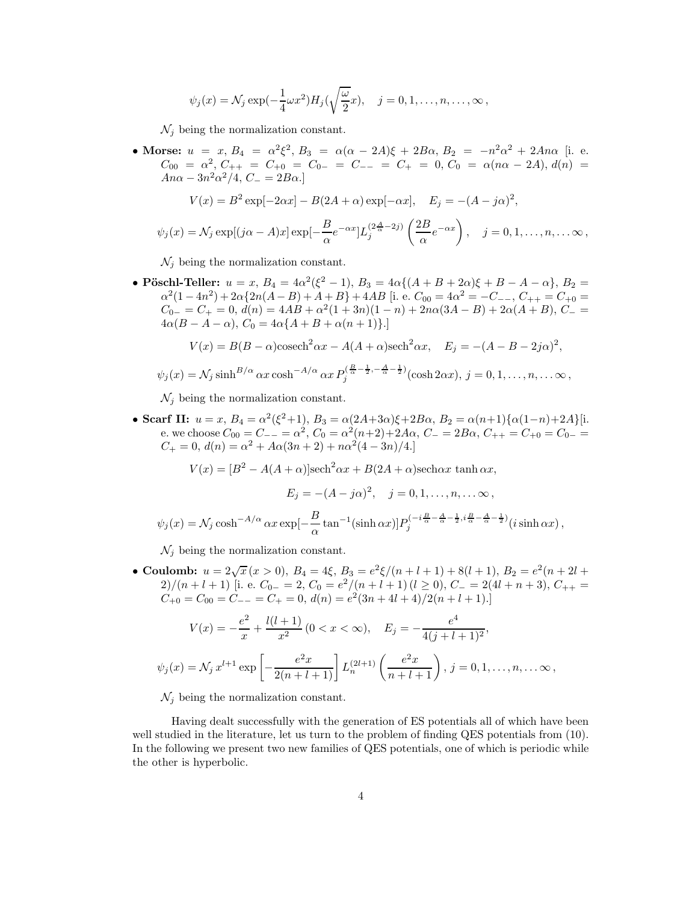$$\psi_j(x) = \mathcal{N}_j \exp(-\frac{1}{4}\omega x^2) H_j(\sqrt{\frac{\omega}{2}}x), \quad j = 0, 1, \ldots, n, \ldots, \infty\,,$$

$\mathcal{N}_j$ being the normalization constant.

- **Morse:** $u = x$, $B_4 = \alpha^2\xi^2$, $B_3 = \alpha(\alpha - 2A)\xi + 2B\alpha$, $B_2 = -n^2\alpha^2 + 2An\alpha$ [i. e. $C_{00} = \alpha^2$, $C_{++} = C_{+0} = C_{0-} = C_{--} = C_+ = 0$, $C_0 = \alpha(n\alpha - 2A)$, $d(n) = An\alpha - 3n^2\alpha^2/4$, $C_- = 2B\alpha$.]

$$V(x) = B^2 \exp[-2\alpha x] - B(2A + \alpha)\exp[-\alpha x], \quad E_j = -(A - j\alpha)^2,$$

$$\psi_j(x) = \mathcal{N}_j \exp[(j\alpha - A)x] \exp[-\frac{B}{\alpha}e^{-\alpha x}] L_j^{(2\frac{A}{\alpha} - 2j)}\left(\frac{2B}{\alpha}e^{-\alpha x}\right), \quad j = 0, 1, \ldots, n, \ldots \infty\,,$$

$\mathcal{N}_j$ being the normalization constant.

- **Pöschl-Teller:** $u = x$, $B_4 = 4\alpha^2(\xi^2 - 1)$, $B_3 = 4\alpha\{(A + B + 2\alpha)\xi + B - A - \alpha\}$, $B_2 = \alpha^2(1 - 4n^2) + 2\alpha\{2n(A - B) + A + B\} + 4AB$ [i. e. $C_{00} = 4\alpha^2 = -C_{--}$, $C_{++} = C_{+0} = C_{0-} = C_+ = 0$, $d(n) = 4AB + \alpha^2(1 + 3n)(1 - n) + 2n\alpha(3A - B) + 2\alpha(A + B)$, $C_- = 4\alpha(B - A - \alpha)$, $C_0 = 4\alpha\{A + B + \alpha(n + 1)\}$.]

$$V(x) = B(B - \alpha)\text{cosech}^2\alpha x - A(A + \alpha)\text{sech}^2\alpha x, \quad E_j = -(A - B - 2j\alpha)^2,$$

$$\psi_j(x) = \mathcal{N}_j \sinh^{B/\alpha}\alpha x \cosh^{-A/\alpha}\alpha x\, P_j^{(\frac{B}{\alpha} - \frac{1}{2}, -\frac{A}{\alpha} - \frac{1}{2})}(\cosh 2\alpha x),\ j = 0, 1, \ldots, n, \ldots \infty\,,$$

$\mathcal{N}_j$ being the normalization constant.

- **Scarf II:** $u = x$, $B_4 = \alpha^2(\xi^2 + 1)$, $B_3 = \alpha(2A + 3\alpha)\xi + 2B\alpha$, $B_2 = \alpha(n + 1)\{\alpha(1 - n) + 2A\}$[i. e. we choose $C_{00} = C_{--} = \alpha^2$, $C_0 = \alpha^2(n + 2) + 2A\alpha$, $C_- = 2B\alpha$, $C_{++} = C_{+0} = C_{0-} = C_+ = 0$, $d(n) = \alpha^2 + A\alpha(3n + 2) + n\alpha^2(4 - 3n)/4$.]

$$V(x) = [B^2 - A(A + \alpha)]\text{sech}^2\alpha x + B(2A + \alpha)\text{sech}\alpha x\, \tanh\alpha x,$$

$$E_j = -(A - j\alpha)^2, \quad j = 0, 1, \ldots, n, \ldots \infty\,,$$

$$\psi_j(x) = \mathcal{N}_j \cosh^{-A/\alpha}\alpha x \exp[-\frac{B}{\alpha}\tan^{-1}(\sinh\alpha x)] P_j^{(-i\frac{B}{\alpha} - \frac{A}{\alpha} - \frac{1}{2}, i\frac{B}{\alpha} - \frac{A}{\alpha} - \frac{1}{2})}(i\sinh\alpha x)\,,$$

$\mathcal{N}_j$ being the normalization constant.

- **Coulomb:** $u = 2\sqrt{x}\,(x > 0)$, $B_4 = 4\xi$, $B_3 = e^2\xi/(n + l + 1) + 8(l + 1)$, $B_2 = e^2(n + 2l + 2)/(n + l + 1)$ [i. e. $C_{0-} = 2$, $C_0 = e^2/(n + l + 1)\,(l \geq 0)$, $C_- = 2(4l + n + 3)$, $C_{++} = C_{+0} = C_{00} = C_{--} = C_+ = 0$, $d(n) = e^2(3n + 4l + 4)/2(n + l + 1)$.]

$$V(x) = -\frac{e^2}{x} + \frac{l(l + 1)}{x^2}\,(0 < x < \infty), \quad E_j = -\frac{e^4}{4(j + l + 1)^2},$$

$$\psi_j(x) = \mathcal{N}_j\, x^{l+1} \exp\left[-\frac{e^2 x}{2(n + l + 1)}\right] L_n^{(2l+1)}\left(\frac{e^2 x}{n + l + 1}\right),\ j = 0, 1, \ldots, n, \ldots \infty\,,$$

$\mathcal{N}_j$ being the normalization constant.

Having dealt successfully with the generation of ES potentials all of which have been well studied in the literature, let us turn to the problem of finding QES potentials from (10). In the following we present two new families of QES potentials, one of which is periodic while the other is hyperbolic.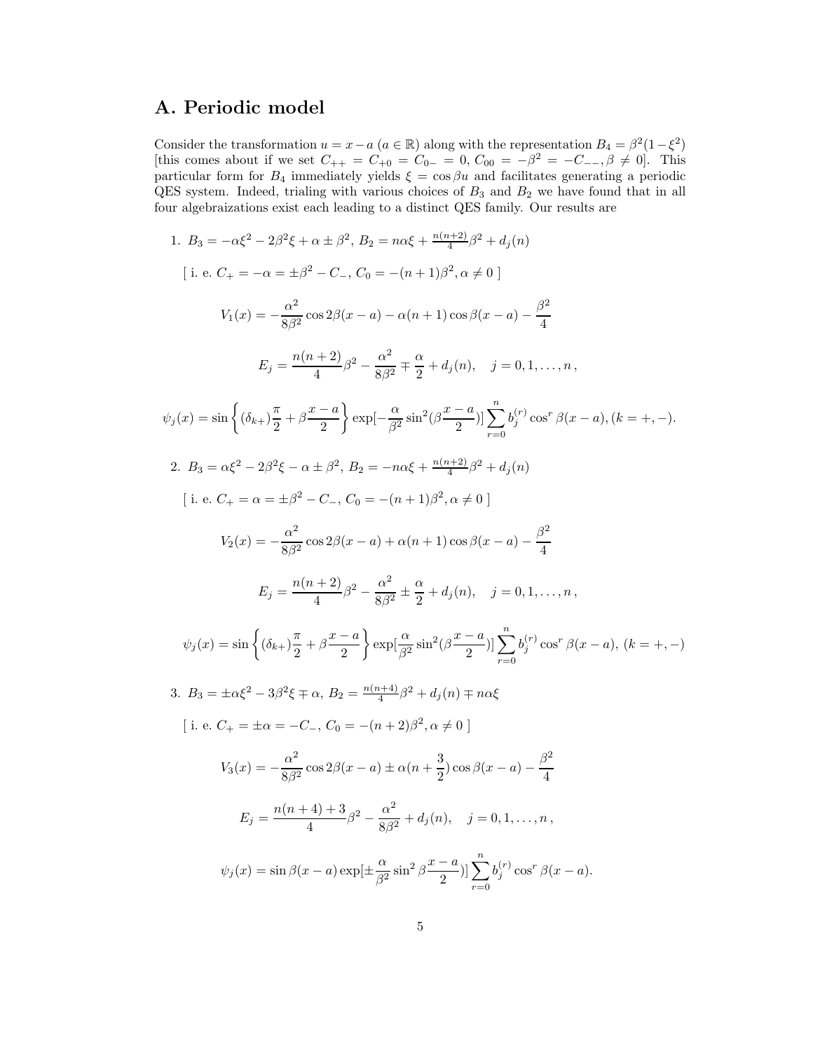## A. Periodic model

Consider the transformation $u = x - a$ ($a \in \mathbb{R}$) along with the representation $B_4 = \beta^2(1-\xi^2)$ [this comes about if we set $C_{++} = C_{+0} = C_{0-} = 0$, $C_{00} = -\beta^2 = -C_{--}, \beta \neq 0$]. This particular form for $B_4$ immediately yields $\xi = \cos\beta u$ and facilitates generating a periodic QES system. Indeed, trialing with various choices of $B_3$ and $B_2$ we have found that in all four algebraizations exist each leading to a distinct QES family. Our results are

1. $B_3 = -\alpha\xi^2 - 2\beta^2\xi + \alpha \pm \beta^2$, $B_2 = n\alpha\xi + \frac{n(n+2)}{4}\beta^2 + d_j(n)$

   [ i. e. $C_+ = -\alpha = \pm\beta^2 - C_-$, $C_0 = -(n+1)\beta^2, \alpha \neq 0$ ]

$$V_1(x) = -\frac{\alpha^2}{8\beta^2}\cos 2\beta(x-a) - \alpha(n+1)\cos\beta(x-a) - \frac{\beta^2}{4}$$

$$E_j = \frac{n(n+2)}{4}\beta^2 - \frac{\alpha^2}{8\beta^2} \mp \frac{\alpha}{2} + d_j(n), \quad j = 0, 1, \ldots, n\,,$$

$$\psi_j(x) = \sin\left\{(\delta_{k+})\frac{\pi}{2} + \beta\frac{x-a}{2}\right\}\exp[-\frac{\alpha}{\beta^2}\sin^2(\beta\frac{x-a}{2})]\sum_{r=0}^{n} b_j^{(r)}\cos^r\beta(x-a), (k=+,-).$$

2. $B_3 = \alpha\xi^2 - 2\beta^2\xi - \alpha \pm \beta^2$, $B_2 = -n\alpha\xi + \frac{n(n+2)}{4}\beta^2 + d_j(n)$

   [ i. e. $C_+ = \alpha = \pm\beta^2 - C_-$, $C_0 = -(n+1)\beta^2, \alpha \neq 0$ ]

$$V_2(x) = -\frac{\alpha^2}{8\beta^2}\cos 2\beta(x-a) + \alpha(n+1)\cos\beta(x-a) - \frac{\beta^2}{4}$$

$$E_j = \frac{n(n+2)}{4}\beta^2 - \frac{\alpha^2}{8\beta^2} \pm \frac{\alpha}{2} + d_j(n), \quad j = 0, 1, \ldots, n\,,$$

$$\psi_j(x) = \sin\left\{(\delta_{k+})\frac{\pi}{2} + \beta\frac{x-a}{2}\right\}\exp[\frac{\alpha}{\beta^2}\sin^2(\beta\frac{x-a}{2})]\sum_{r=0}^{n} b_j^{(r)}\cos^r\beta(x-a), \ (k=+,-)$$

3. $B_3 = \pm\alpha\xi^2 - 3\beta^2\xi \mp \alpha$, $B_2 = \frac{n(n+4)}{4}\beta^2 + d_j(n) \mp n\alpha\xi$

   [ i. e. $C_+ = \pm\alpha = -C_-$, $C_0 = -(n+2)\beta^2, \alpha \neq 0$ ]

$$V_3(x) = -\frac{\alpha^2}{8\beta^2}\cos 2\beta(x-a) \pm \alpha(n+\frac{3}{2})\cos\beta(x-a) - \frac{\beta^2}{4}$$

$$E_j = \frac{n(n+4)+3}{4}\beta^2 - \frac{\alpha^2}{8\beta^2} + d_j(n), \quad j = 0, 1, \ldots, n\,,$$

$$\psi_j(x) = \sin\beta(x-a)\exp[\pm\frac{\alpha}{\beta^2}\sin^2\beta\frac{x-a}{2})]\sum_{r=0}^{n} b_j^{(r)}\cos^r\beta(x-a).$$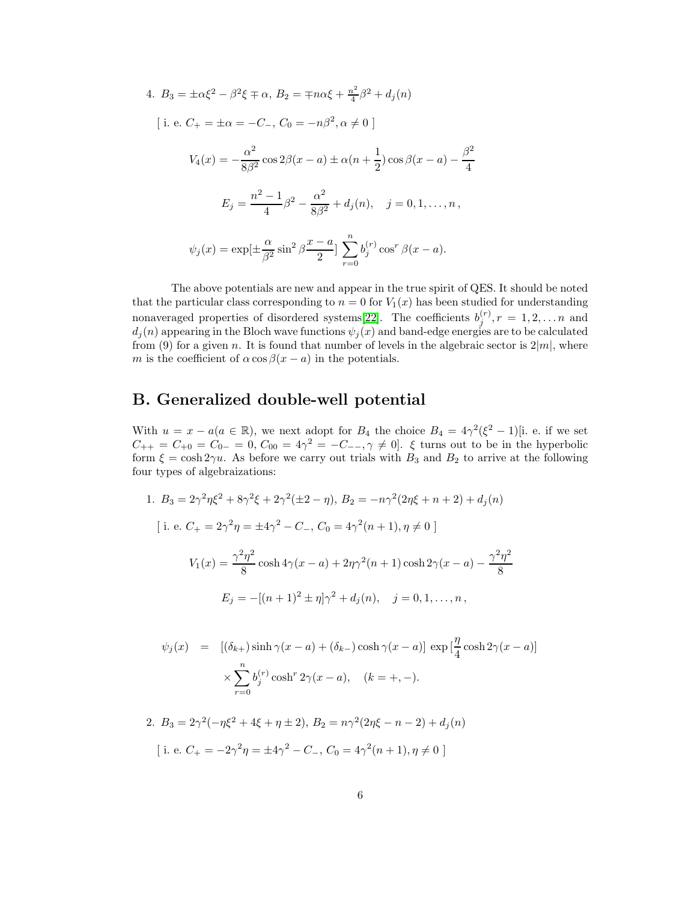4. $B_3 = \pm\alpha\xi^2 - \beta^2\xi \mp \alpha$, $B_2 = \mp n\alpha\xi + \frac{n^2}{4}\beta^2 + d_j(n)$

   [ i. e. $C_+ = \pm\alpha = -C_-$, $C_0 = -n\beta^2, \alpha \neq 0$ ]

$$V_4(x) = -\frac{\alpha^2}{8\beta^2}\cos 2\beta(x-a) \pm \alpha(n+\frac{1}{2})\cos\beta(x-a) - \frac{\beta^2}{4}$$

$$E_j = \frac{n^2-1}{4}\beta^2 - \frac{\alpha^2}{8\beta^2} + d_j(n), \quad j = 0, 1, \ldots, n\,,$$

$$\psi_j(x) = \exp[\pm\frac{\alpha}{\beta^2}\sin^2\beta\frac{x-a}{2}]\sum_{r=0}^{n} b_j^{(r)}\cos^r\beta(x-a).$$

The above potentials are new and appear in the true spirit of QES. It should be noted that the particular class corresponding to $n = 0$ for $V_1(x)$ has been studied for understanding nonaveraged properties of disordered systems[22]. The coefficients $b_j^{(r)}, r = 1, 2, \ldots n$ and $d_j(n)$ appearing in the Bloch wave functions $\psi_j(x)$ and band-edge energies are to be calculated from (9) for a given $n$. It is found that number of levels in the algebraic sector is $2|m|$, where $m$ is the coefficient of $\alpha\cos\beta(x-a)$ in the potentials.

## B. Generalized double-well potential

With $u = x - a (a \in \mathbb{R})$, we next adopt for $B_4$ the choice $B_4 = 4\gamma^2(\xi^2 - 1)$[i. e. if we set $C_{++} = C_{+0} = C_{0-} = 0$, $C_{00} = 4\gamma^2 = -C_{--}, \gamma \neq 0$]. $\xi$ turns out to be in the hyperbolic form $\xi = \cosh 2\gamma u$. As before we carry out trials with $B_3$ and $B_2$ to arrive at the following four types of algebraizations:

1. $B_3 = 2\gamma^2\eta\xi^2 + 8\gamma^2\xi + 2\gamma^2(\pm 2 - \eta)$, $B_2 = -n\gamma^2(2\eta\xi + n + 2) + d_j(n)$

   [ i. e. $C_+ = 2\gamma^2\eta = \pm 4\gamma^2 - C_-$, $C_0 = 4\gamma^2(n+1), \eta \neq 0$ ]

$$V_1(x) = \frac{\gamma^2\eta^2}{8}\cosh 4\gamma(x-a) + 2\eta\gamma^2(n+1)\cosh 2\gamma(x-a) - \frac{\gamma^2\eta^2}{8}$$

$$E_j = -[(n+1)^2 \pm \eta]\gamma^2 + d_j(n), \quad j = 0, 1, \ldots, n\,,$$

$$\begin{aligned}\psi_j(x) &= [(\delta_{k+})\sinh\gamma(x-a) + (\delta_{k-})\cosh\gamma(x-a)]\,\exp[\frac{\eta}{4}\cosh 2\gamma(x-a)] \\ &\times \sum_{r=0}^{n} b_j^{(r)}\cosh^r 2\gamma(x-a), \quad (k = +, -).\end{aligned}$$

2. $B_3 = 2\gamma^2(-\eta\xi^2 + 4\xi + \eta \pm 2)$, $B_2 = n\gamma^2(2\eta\xi - n - 2) + d_j(n)$

   [ i. e. $C_+ = -2\gamma^2\eta = \pm 4\gamma^2 - C_-$, $C_0 = 4\gamma^2(n+1), \eta \neq 0$ ]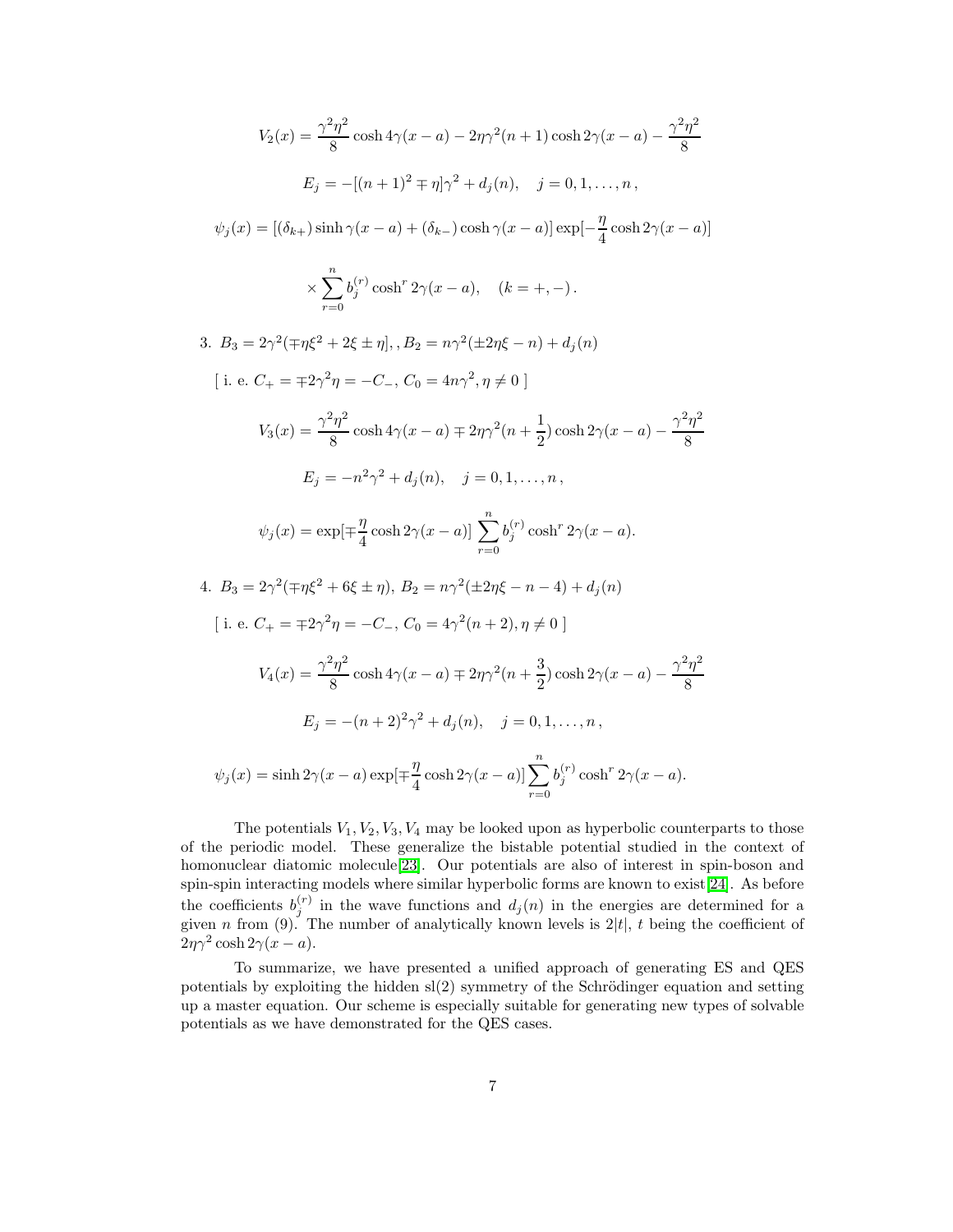$$V_2(x) = \frac{\gamma^2\eta^2}{8}\cosh 4\gamma(x-a) - 2\eta\gamma^2(n+1)\cosh 2\gamma(x-a) - \frac{\gamma^2\eta^2}{8}$$

$$E_j = -[(n+1)^2 \mp \eta]\gamma^2 + d_j(n), \quad j = 0, 1, \ldots, n\,,$$

$$\psi_j(x) = [(\delta_{k+})\sinh\gamma(x-a) + (\delta_{k-})\cosh\gamma(x-a)]\exp[-\frac{\eta}{4}\cosh 2\gamma(x-a)]$$

$$\times \sum_{r=0}^{n} b_j^{(r)}\cosh^r 2\gamma(x-a), \quad (k = +,-)\,.$$

3. $B_3 = 2\gamma^2(\mp\eta\xi^2 + 2\xi \pm \eta],\, , B_2 = n\gamma^2(\pm 2\eta\xi - n) + d_j(n)$

   [ i. e. $C_+ = \mp 2\gamma^2\eta = -C_-$, $C_0 = 4n\gamma^2, \eta \neq 0$ ]

$$V_3(x) = \frac{\gamma^2\eta^2}{8}\cosh 4\gamma(x-a) \mp 2\eta\gamma^2(n+\frac{1}{2})\cosh 2\gamma(x-a) - \frac{\gamma^2\eta^2}{8}$$

$$E_j = -n^2\gamma^2 + d_j(n), \quad j = 0, 1, \ldots, n\,,$$

$$\psi_j(x) = \exp[\mp\frac{\eta}{4}\cosh 2\gamma(x-a)]\sum_{r=0}^{n} b_j^{(r)}\cosh^r 2\gamma(x-a).$$

4. $B_3 = 2\gamma^2(\mp\eta\xi^2 + 6\xi \pm \eta),\ B_2 = n\gamma^2(\pm 2\eta\xi - n - 4) + d_j(n)$

   [ i. e. $C_+ = \mp 2\gamma^2\eta = -C_-$, $C_0 = 4\gamma^2(n+2), \eta \neq 0$ ]

$$V_4(x) = \frac{\gamma^2\eta^2}{8}\cosh 4\gamma(x-a) \mp 2\eta\gamma^2(n+\frac{3}{2})\cosh 2\gamma(x-a) - \frac{\gamma^2\eta^2}{8}$$

$$E_j = -(n+2)^2\gamma^2 + d_j(n), \quad j = 0, 1, \ldots, n\,,$$

$$\psi_j(x) = \sinh 2\gamma(x-a)\exp[\mp\frac{\eta}{4}\cosh 2\gamma(x-a)]\sum_{r=0}^{n} b_j^{(r)}\cosh^r 2\gamma(x-a).$$

The potentials $V_1, V_2, V_3, V_4$ may be looked upon as hyperbolic counterparts to those of the periodic model. These generalize the bistable potential studied in the context of homonuclear diatomic molecule[23]. Our potentials are also of interest in spin-boson and spin-spin interacting models where similar hyperbolic forms are known to exist[24]. As before the coefficients $b_j^{(r)}$ in the wave functions and $d_j(n)$ in the energies are determined for a given $n$ from (9). The number of analytically known levels is $2|t|$, $t$ being the coefficient of $2\eta\gamma^2\cosh 2\gamma(x-a)$.

To summarize, we have presented a unified approach of generating ES and QES potentials by exploiting the hidden sl(2) symmetry of the Schrödinger equation and setting up a master equation. Our scheme is especially suitable for generating new types of solvable potentials as we have demonstrated for the QES cases.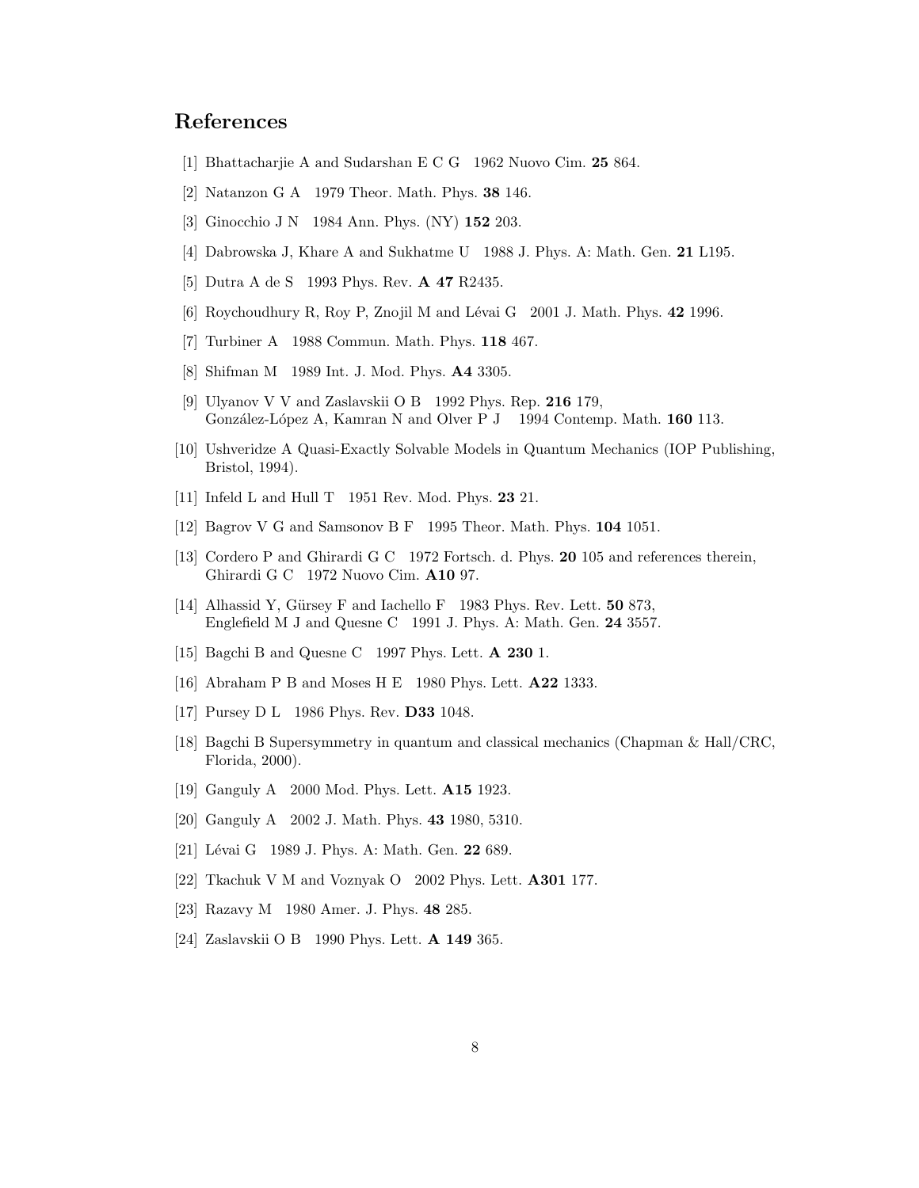## References

[1] Bhattacharjie A and Sudarshan E C G  1962 Nuovo Cim. **25** 864.

[2] Natanzon G A  1979 Theor. Math. Phys. **38** 146.

[3] Ginocchio J N  1984 Ann. Phys. (NY) **152** 203.

[4] Dabrowska J, Khare A and Sukhatme U  1988 J. Phys. A: Math. Gen. **21** L195.

[5] Dutra A de S  1993 Phys. Rev. **A 47** R2435.

[6] Roychoudhury R, Roy P, Znojil M and Lévai G  2001 J. Math. Phys. **42** 1996.

[7] Turbiner A  1988 Commun. Math. Phys. **118** 467.

[8] Shifman M  1989 Int. J. Mod. Phys. **A4** 3305.

[9] Ulyanov V V and Zaslavskii O B  1992 Phys. Rep. **216** 179,
González-López A, Kamran N and Olver P J  1994 Contemp. Math. **160** 113.

[10] Ushveridze A Quasi-Exactly Solvable Models in Quantum Mechanics (IOP Publishing, Bristol, 1994).

[11] Infeld L and Hull T  1951 Rev. Mod. Phys. **23** 21.

[12] Bagrov V G and Samsonov B F  1995 Theor. Math. Phys. **104** 1051.

[13] Cordero P and Ghirardi G C  1972 Fortsch. d. Phys. **20** 105 and references therein,
Ghirardi G C  1972 Nuovo Cim. **A10** 97.

[14] Alhassid Y, Gürsey F and Iachello F  1983 Phys. Rev. Lett. **50** 873,
Englefield M J and Quesne C  1991 J. Phys. A: Math. Gen. **24** 3557.

[15] Bagchi B and Quesne C  1997 Phys. Lett. **A 230** 1.

[16] Abraham P B and Moses H E  1980 Phys. Lett. **A22** 1333.

[17] Pursey D L  1986 Phys. Rev. **D33** 1048.

[18] Bagchi B Supersymmetry in quantum and classical mechanics (Chapman & Hall/CRC, Florida, 2000).

[19] Ganguly A  2000 Mod. Phys. Lett. **A15** 1923.

[20] Ganguly A  2002 J. Math. Phys. **43** 1980, 5310.

[21] Lévai G  1989 J. Phys. A: Math. Gen. **22** 689.

[22] Tkachuk V M and Voznyak O  2002 Phys. Lett. **A301** 177.

[23] Razavy M  1980 Amer. J. Phys. **48** 285.

[24] Zaslavskii O B  1990 Phys. Lett. **A 149** 365.